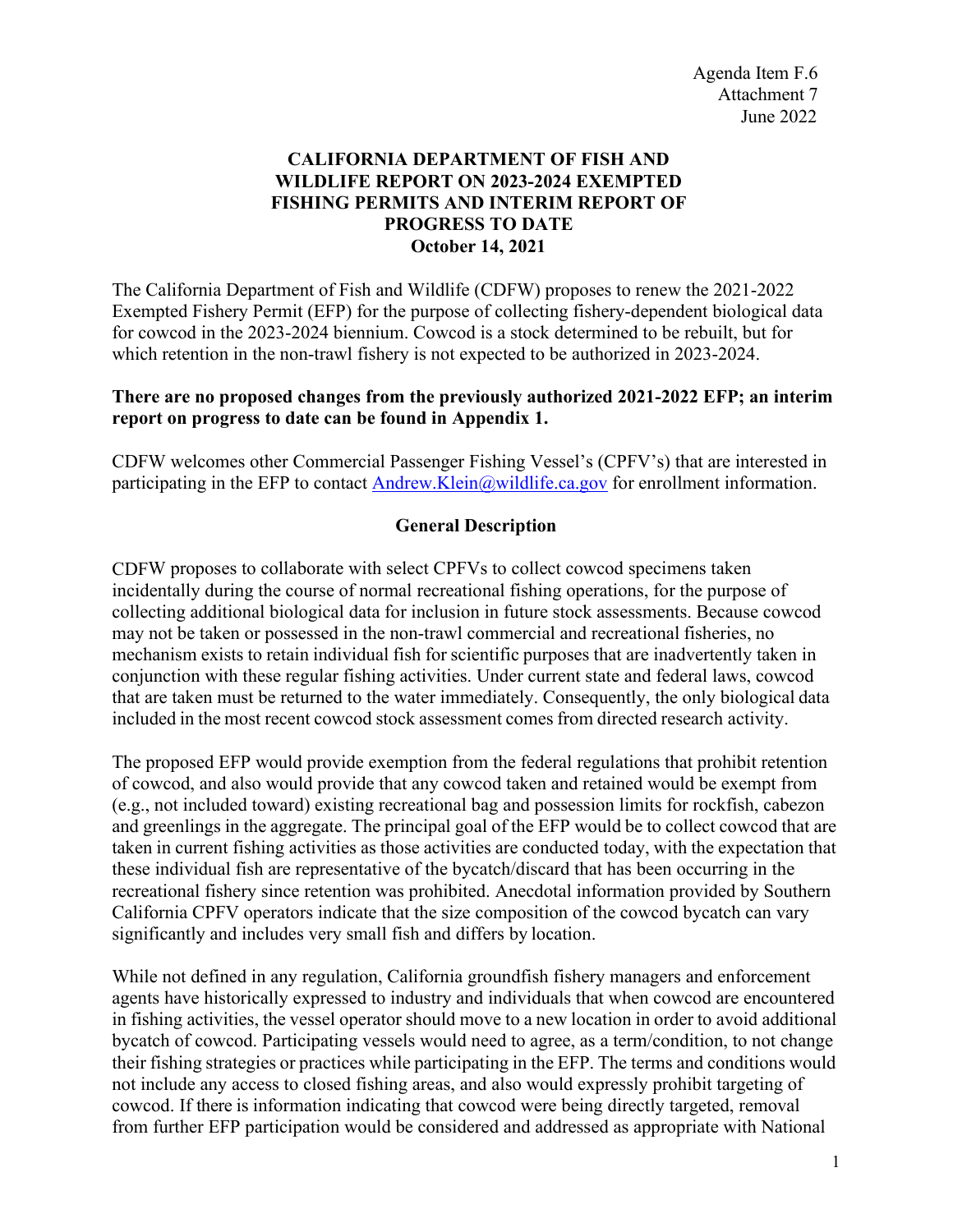Agenda Item F.6
Attachment 7
June 2022

# CALIFORNIA DEPARTMENT OF FISH AND WILDLIFE REPORT ON 2023-2024 EXEMPTED FISHING PERMITS AND INTERIM REPORT OF PROGRESS TO DATE

**October 14, 2021**

The California Department of Fish and Wildlife (CDFW) proposes to renew the 2021-2022 Exempted Fishery Permit (EFP) for the purpose of collecting fishery-dependent biological data for cowcod in the 2023-2024 biennium. Cowcod is a stock determined to be rebuilt, but for which retention in the non-trawl fishery is not expected to be authorized in 2023-2024.

**There are no proposed changes from the previously authorized 2021-2022 EFP; an interim report on progress to date can be found in Appendix 1.**

CDFW welcomes other Commercial Passenger Fishing Vessel's (CPFV's) that are interested in participating in the EFP to contact Andrew.Klein@wildlife.ca.gov for enrollment information.

## General Description

CDFW proposes to collaborate with select CPFVs to collect cowcod specimens taken incidentally during the course of normal recreational fishing operations, for the purpose of collecting additional biological data for inclusion in future stock assessments. Because cowcod may not be taken or possessed in the non-trawl commercial and recreational fisheries, no mechanism exists to retain individual fish for scientific purposes that are inadvertently taken in conjunction with these regular fishing activities. Under current state and federal laws, cowcod that are taken must be returned to the water immediately. Consequently, the only biological data included in the most recent cowcod stock assessment comes from directed research activity.

The proposed EFP would provide exemption from the federal regulations that prohibit retention of cowcod, and also would provide that any cowcod taken and retained would be exempt from (e.g., not included toward) existing recreational bag and possession limits for rockfish, cabezon and greenlings in the aggregate. The principal goal of the EFP would be to collect cowcod that are taken in current fishing activities as those activities are conducted today, with the expectation that these individual fish are representative of the bycatch/discard that has been occurring in the recreational fishery since retention was prohibited. Anecdotal information provided by Southern California CPFV operators indicate that the size composition of the cowcod bycatch can vary significantly and includes very small fish and differs by location.

While not defined in any regulation, California groundfish fishery managers and enforcement agents have historically expressed to industry and individuals that when cowcod are encountered in fishing activities, the vessel operator should move to a new location in order to avoid additional bycatch of cowcod. Participating vessels would need to agree, as a term/condition, to not change their fishing strategies or practices while participating in the EFP. The terms and conditions would not include any access to closed fishing areas, and also would expressly prohibit targeting of cowcod. If there is information indicating that cowcod were being directly targeted, removal from further EFP participation would be considered and addressed as appropriate with National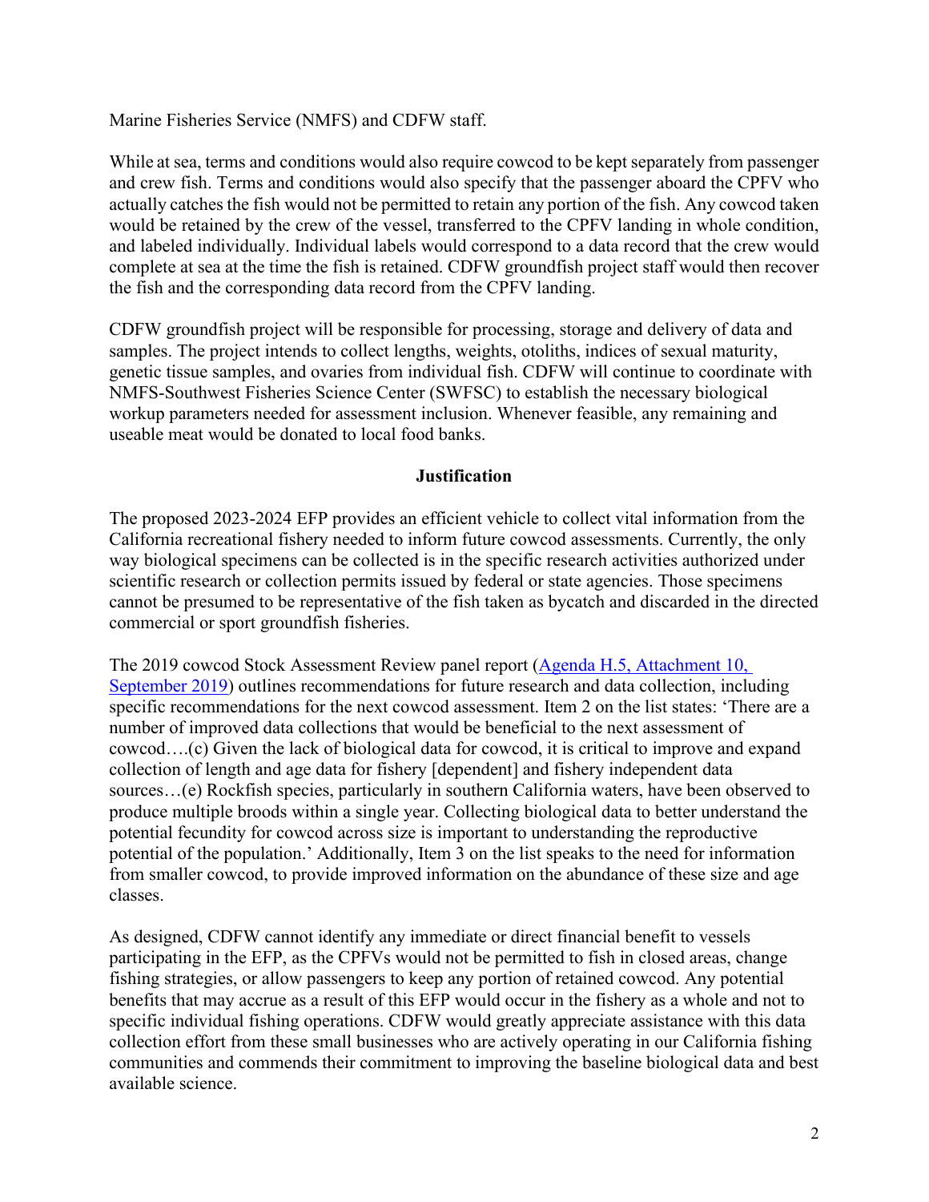Marine Fisheries Service (NMFS) and CDFW staff.

While at sea, terms and conditions would also require cowcod to be kept separately from passenger and crew fish. Terms and conditions would also specify that the passenger aboard the CPFV who actually catches the fish would not be permitted to retain any portion of the fish. Any cowcod taken would be retained by the crew of the vessel, transferred to the CPFV landing in whole condition, and labeled individually. Individual labels would correspond to a data record that the crew would complete at sea at the time the fish is retained. CDFW groundfish project staff would then recover the fish and the corresponding data record from the CPFV landing.

CDFW groundfish project will be responsible for processing, storage and delivery of data and samples. The project intends to collect lengths, weights, otoliths, indices of sexual maturity, genetic tissue samples, and ovaries from individual fish. CDFW will continue to coordinate with NMFS-Southwest Fisheries Science Center (SWFSC) to establish the necessary biological workup parameters needed for assessment inclusion. Whenever feasible, any remaining and useable meat would be donated to local food banks.

**Justification**

The proposed 2023-2024 EFP provides an efficient vehicle to collect vital information from the California recreational fishery needed to inform future cowcod assessments. Currently, the only way biological specimens can be collected is in the specific research activities authorized under scientific research or collection permits issued by federal or state agencies. Those specimens cannot be presumed to be representative of the fish taken as bycatch and discarded in the directed commercial or sport groundfish fisheries.

The 2019 cowcod Stock Assessment Review panel report (Agenda H.5, Attachment 10, September 2019) outlines recommendations for future research and data collection, including specific recommendations for the next cowcod assessment. Item 2 on the list states: 'There are a number of improved data collections that would be beneficial to the next assessment of cowcod….(c) Given the lack of biological data for cowcod, it is critical to improve and expand collection of length and age data for fishery [dependent] and fishery independent data sources…(e) Rockfish species, particularly in southern California waters, have been observed to produce multiple broods within a single year. Collecting biological data to better understand the potential fecundity for cowcod across size is important to understanding the reproductive potential of the population.' Additionally, Item 3 on the list speaks to the need for information from smaller cowcod, to provide improved information on the abundance of these size and age classes.

As designed, CDFW cannot identify any immediate or direct financial benefit to vessels participating in the EFP, as the CPFVs would not be permitted to fish in closed areas, change fishing strategies, or allow passengers to keep any portion of retained cowcod. Any potential benefits that may accrue as a result of this EFP would occur in the fishery as a whole and not to specific individual fishing operations. CDFW would greatly appreciate assistance with this data collection effort from these small businesses who are actively operating in our California fishing communities and commends their commitment to improving the baseline biological data and best available science.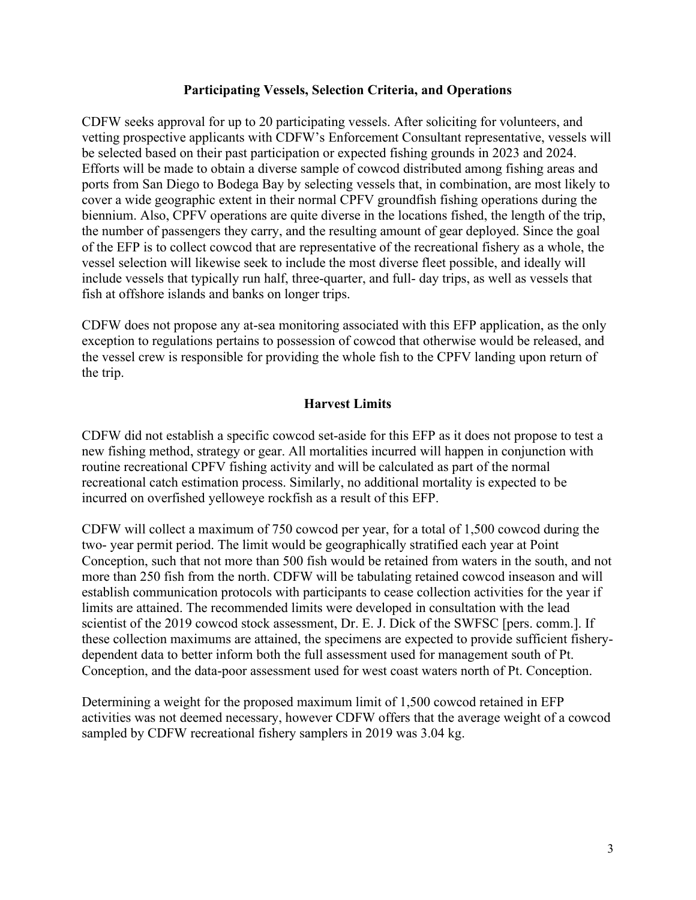## Participating Vessels, Selection Criteria, and Operations

CDFW seeks approval for up to 20 participating vessels. After soliciting for volunteers, and vetting prospective applicants with CDFW's Enforcement Consultant representative, vessels will be selected based on their past participation or expected fishing grounds in 2023 and 2024. Efforts will be made to obtain a diverse sample of cowcod distributed among fishing areas and ports from San Diego to Bodega Bay by selecting vessels that, in combination, are most likely to cover a wide geographic extent in their normal CPFV groundfish fishing operations during the biennium. Also, CPFV operations are quite diverse in the locations fished, the length of the trip, the number of passengers they carry, and the resulting amount of gear deployed. Since the goal of the EFP is to collect cowcod that are representative of the recreational fishery as a whole, the vessel selection will likewise seek to include the most diverse fleet possible, and ideally will include vessels that typically run half, three-quarter, and full- day trips, as well as vessels that fish at offshore islands and banks on longer trips.

CDFW does not propose any at-sea monitoring associated with this EFP application, as the only exception to regulations pertains to possession of cowcod that otherwise would be released, and the vessel crew is responsible for providing the whole fish to the CPFV landing upon return of the trip.

## Harvest Limits

CDFW did not establish a specific cowcod set-aside for this EFP as it does not propose to test a new fishing method, strategy or gear. All mortalities incurred will happen in conjunction with routine recreational CPFV fishing activity and will be calculated as part of the normal recreational catch estimation process. Similarly, no additional mortality is expected to be incurred on overfished yelloweye rockfish as a result of this EFP.

CDFW will collect a maximum of 750 cowcod per year, for a total of 1,500 cowcod during the two- year permit period. The limit would be geographically stratified each year at Point Conception, such that not more than 500 fish would be retained from waters in the south, and not more than 250 fish from the north. CDFW will be tabulating retained cowcod inseason and will establish communication protocols with participants to cease collection activities for the year if limits are attained. The recommended limits were developed in consultation with the lead scientist of the 2019 cowcod stock assessment, Dr. E. J. Dick of the SWFSC [pers. comm.]. If these collection maximums are attained, the specimens are expected to provide sufficient fishery-dependent data to better inform both the full assessment used for management south of Pt. Conception, and the data-poor assessment used for west coast waters north of Pt. Conception.

Determining a weight for the proposed maximum limit of 1,500 cowcod retained in EFP activities was not deemed necessary, however CDFW offers that the average weight of a cowcod sampled by CDFW recreational fishery samplers in 2019 was 3.04 kg.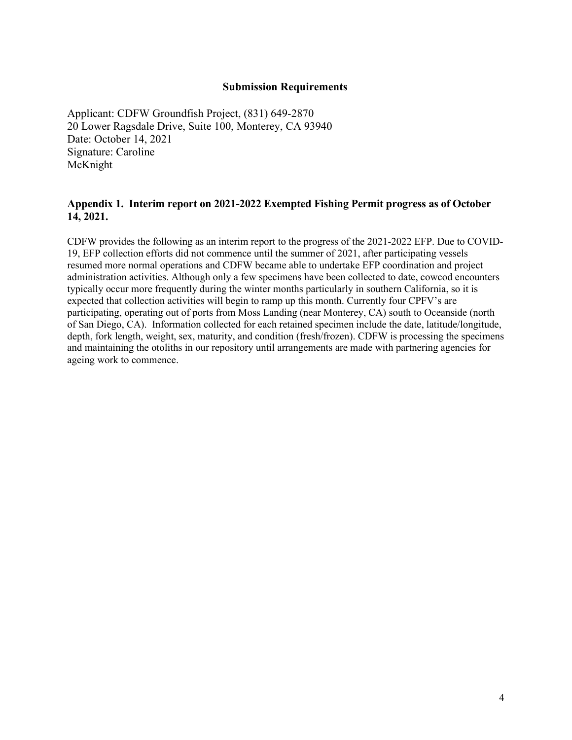## Submission Requirements

Applicant: CDFW Groundfish Project, (831) 649-2870
20 Lower Ragsdale Drive, Suite 100, Monterey, CA 93940
Date: October 14, 2021
Signature: Caroline
McKnight

## Appendix 1. Interim report on 2021-2022 Exempted Fishing Permit progress as of October 14, 2021.

CDFW provides the following as an interim report to the progress of the 2021-2022 EFP. Due to COVID-19, EFP collection efforts did not commence until the summer of 2021, after participating vessels resumed more normal operations and CDFW became able to undertake EFP coordination and project administration activities. Although only a few specimens have been collected to date, cowcod encounters typically occur more frequently during the winter months particularly in southern California, so it is expected that collection activities will begin to ramp up this month. Currently four CPFV's are participating, operating out of ports from Moss Landing (near Monterey, CA) south to Oceanside (north of San Diego, CA). Information collected for each retained specimen include the date, latitude/longitude, depth, fork length, weight, sex, maturity, and condition (fresh/frozen). CDFW is processing the specimens and maintaining the otoliths in our repository until arrangements are made with partnering agencies for ageing work to commence.